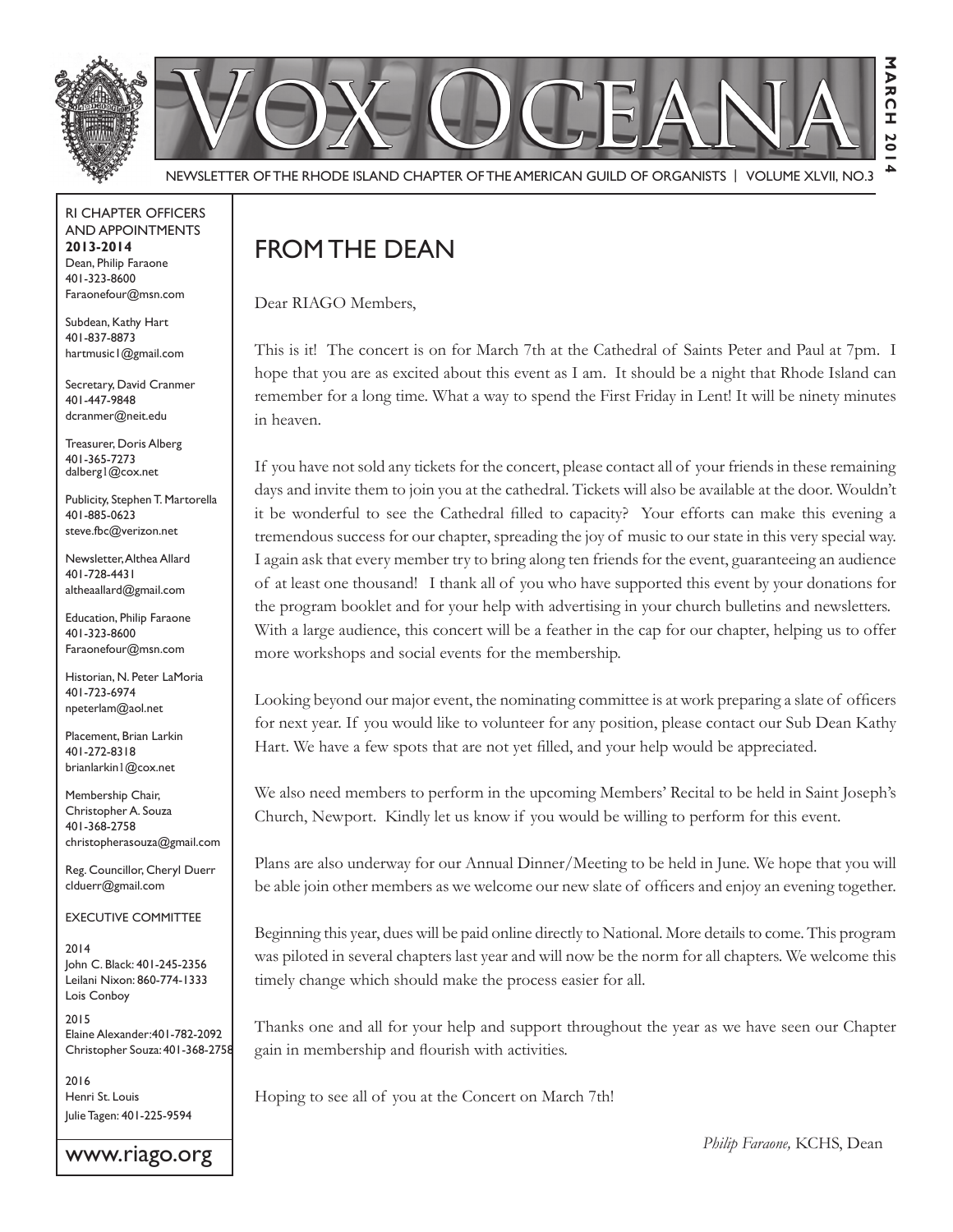# VOX OCEANA

NEWSLETTER OF THE RHODE ISLAND CHAPTER OF THE AMERICAN GUILD OF ORGANISTS | VOLUME XLVII, NO.3

MARCH 2014

RI CHAPTER OFFICERS AND APPOINTMENTS
**2013-2014**

Dean, Philip Faraone
401-323-8600
Faraonefour@msn.com

Subdean, Kathy Hart
401-837-8873
hartmusic1@gmail.com

Secretary, David Cranmer
401-447-9848
dcranmer@neit.edu

Treasurer, Doris Alberg
401-365-7273
dalberg1@cox.net

Publicity, Stephen T. Martorella
401-885-0623
steve.fbc@verizon.net

Newsletter, Althea Allard
401-728-4431
altheaallard@gmail.com

Education, Philip Faraone
401-323-8600
Faraonefour@msn.com

Historian, N. Peter LaMoria
401-723-6974
npeterlam@aol.net

Placement, Brian Larkin
401-272-8318
brianlarkin1@cox.net

Membership Chair, Christopher A. Souza
401-368-2758
christopherasouza@gmail.com

Reg. Councillor, Cheryl Duerr
clduerr@gmail.com

EXECUTIVE COMMITTEE

2014
John C. Black: 401-245-2356
Leilani Nixon: 860-774-1333
Lois Conboy

2015
Elaine Alexander: 401-782-2092
Christopher Souza: 401-368-2758

2016
Henri St. Louis
Julie Tagen: 401-225-9594

www.riago.org

## FROM THE DEAN

Dear RIAGO Members,

This is it! The concert is on for March 7th at the Cathedral of Saints Peter and Paul at 7pm. I hope that you are as excited about this event as I am. It should be a night that Rhode Island can remember for a long time. What a way to spend the First Friday in Lent! It will be ninety minutes in heaven.

If you have not sold any tickets for the concert, please contact all of your friends in these remaining days and invite them to join you at the cathedral. Tickets will also be available at the door. Wouldn't it be wonderful to see the Cathedral filled to capacity? Your efforts can make this evening a tremendous success for our chapter, spreading the joy of music to our state in this very special way. I again ask that every member try to bring along ten friends for the event, guaranteeing an audience of at least one thousand! I thank all of you who have supported this event by your donations for the program booklet and for your help with advertising in your church bulletins and newsletters. With a large audience, this concert will be a feather in the cap for our chapter, helping us to offer more workshops and social events for the membership.

Looking beyond our major event, the nominating committee is at work preparing a slate of officers for next year. If you would like to volunteer for any position, please contact our Sub Dean Kathy Hart. We have a few spots that are not yet filled, and your help would be appreciated.

We also need members to perform in the upcoming Members' Recital to be held in Saint Joseph's Church, Newport. Kindly let us know if you would be willing to perform for this event.

Plans are also underway for our Annual Dinner/Meeting to be held in June. We hope that you will be able join other members as we welcome our new slate of officers and enjoy an evening together.

Beginning this year, dues will be paid online directly to National. More details to come. This program was piloted in several chapters last year and will now be the norm for all chapters. We welcome this timely change which should make the process easier for all.

Thanks one and all for your help and support throughout the year as we have seen our Chapter gain in membership and flourish with activities.

Hoping to see all of you at the Concert on March 7th!

*Philip Faraone,* KCHS, Dean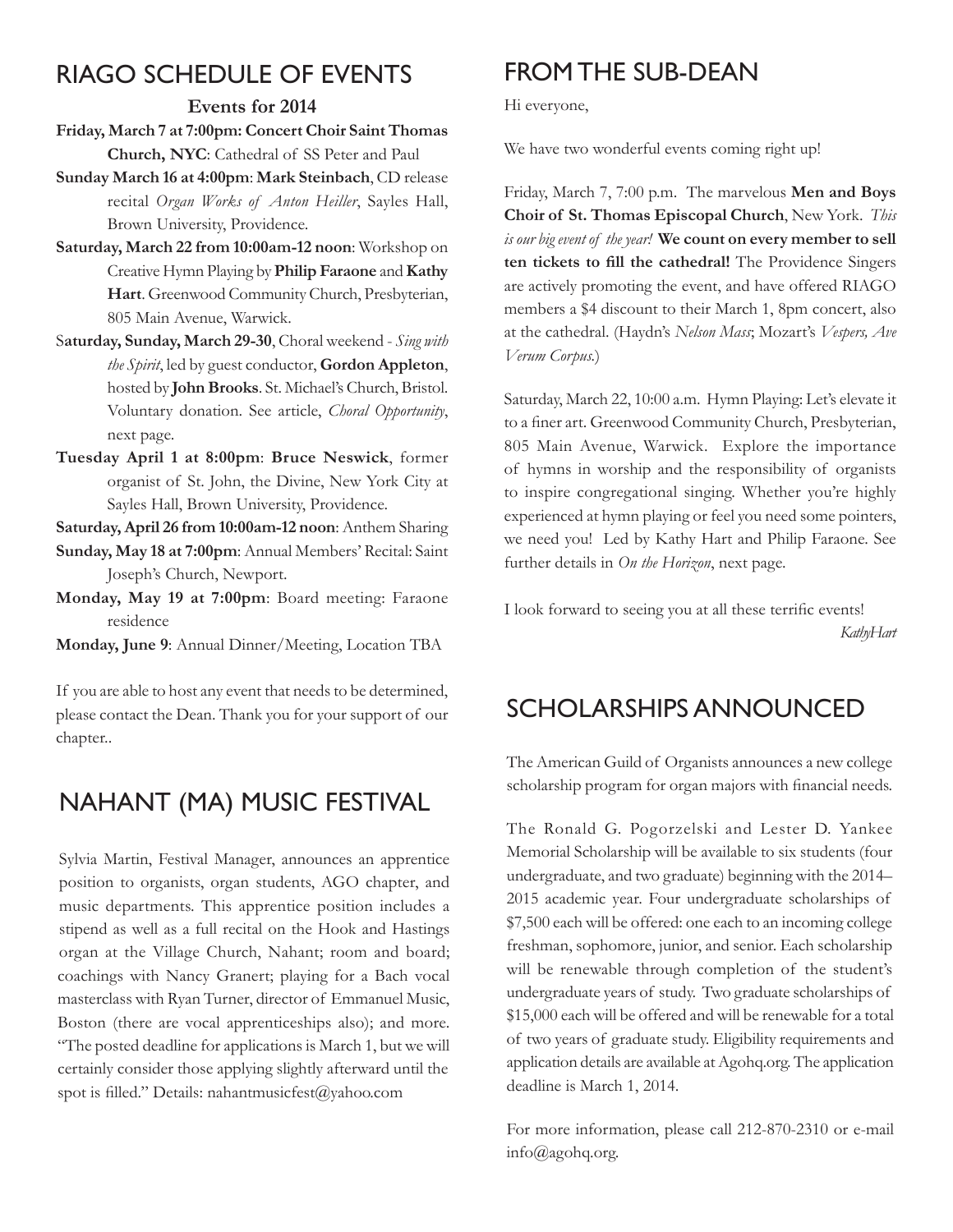## RIAGO SCHEDULE OF EVENTS

**Events for 2014**

**Friday, March 7 at 7:00pm: Concert Choir Saint Thomas Church, NYC**: Cathedral of SS Peter and Paul

**Sunday March 16 at 4:00pm**: **Mark Steinbach**, CD release recital *Organ Works of Anton Heiller*, Sayles Hall, Brown University, Providence.

**Saturday, March 22 from 10:00am-12 noon**: Workshop on Creative Hymn Playing by **Philip Faraone** and **Kathy Hart**. Greenwood Community Church, Presbyterian, 805 Main Avenue, Warwick.

S**aturday, Sunday, March 29-30**, Choral weekend - *Sing with the Spirit*, led by guest conductor, **Gordon Appleton**, hosted by **John Brooks**. St. Michael's Church, Bristol. Voluntary donation. See article, *Choral Opportunity*, next page.

**Tuesday April 1 at 8:00pm**: **Bruce Neswick**, former organist of St. John, the Divine, New York City at Sayles Hall, Brown University, Providence.

**Saturday, April 26 from 10:00am-12 noon**: Anthem Sharing

**Sunday, May 18 at 7:00pm**: Annual Members' Recital: Saint Joseph's Church, Newport.

**Monday, May 19 at 7:00pm**: Board meeting: Faraone residence

**Monday, June 9**: Annual Dinner/Meeting, Location TBA

If you are able to host any event that needs to be determined, please contact the Dean. Thank you for your support of our chapter..

## NAHANT (MA) MUSIC FESTIVAL

Sylvia Martin, Festival Manager, announces an apprentice position to organists, organ students, AGO chapter, and music departments. This apprentice position includes a stipend as well as a full recital on the Hook and Hastings organ at the Village Church, Nahant; room and board; coachings with Nancy Granert; playing for a Bach vocal masterclass with Ryan Turner, director of Emmanuel Music, Boston (there are vocal apprenticeships also); and more. "The posted deadline for applications is March 1, but we will certainly consider those applying slightly afterward until the spot is filled." Details: nahantmusicfest@yahoo.com

## FROM THE SUB-DEAN

Hi everyone,

We have two wonderful events coming right up!

Friday, March 7, 7:00 p.m. The marvelous **Men and Boys Choir of St. Thomas Episcopal Church**, New York. *This is our big event of the year!* **We count on every member to sell ten tickets to fill the cathedral!** The Providence Singers are actively promoting the event, and have offered RIAGO members a $4 discount to their March 1, 8pm concert, also at the cathedral. (Haydn's *Nelson Mass*; Mozart's *Vespers, Ave Verum Corpus.*)

Saturday, March 22, 10:00 a.m. Hymn Playing: Let's elevate it to a finer art. Greenwood Community Church, Presbyterian, 805 Main Avenue, Warwick. Explore the importance of hymns in worship and the responsibility of organists to inspire congregational singing. Whether you're highly experienced at hymn playing or feel you need some pointers, we need you! Led by Kathy Hart and Philip Faraone. See further details in *On the Horizon*, next page.

I look forward to seeing you at all these terrific events!

*KathyHart*

## SCHOLARSHIPS ANNOUNCED

The American Guild of Organists announces a new college scholarship program for organ majors with financial needs.

The Ronald G. Pogorzelski and Lester D. Yankee Memorial Scholarship will be available to six students (four undergraduate, and two graduate) beginning with the 2014–2015 academic year. Four undergraduate scholarships of $7,500 each will be offered: one each to an incoming college freshman, sophomore, junior, and senior. Each scholarship will be renewable through completion of the student's undergraduate years of study. Two graduate scholarships of $15,000 each will be offered and will be renewable for a total of two years of graduate study. Eligibility requirements and application details are available at Agohq.org. The application deadline is March 1, 2014.

For more information, please call 212-870-2310 or e-mail info@agohq.org.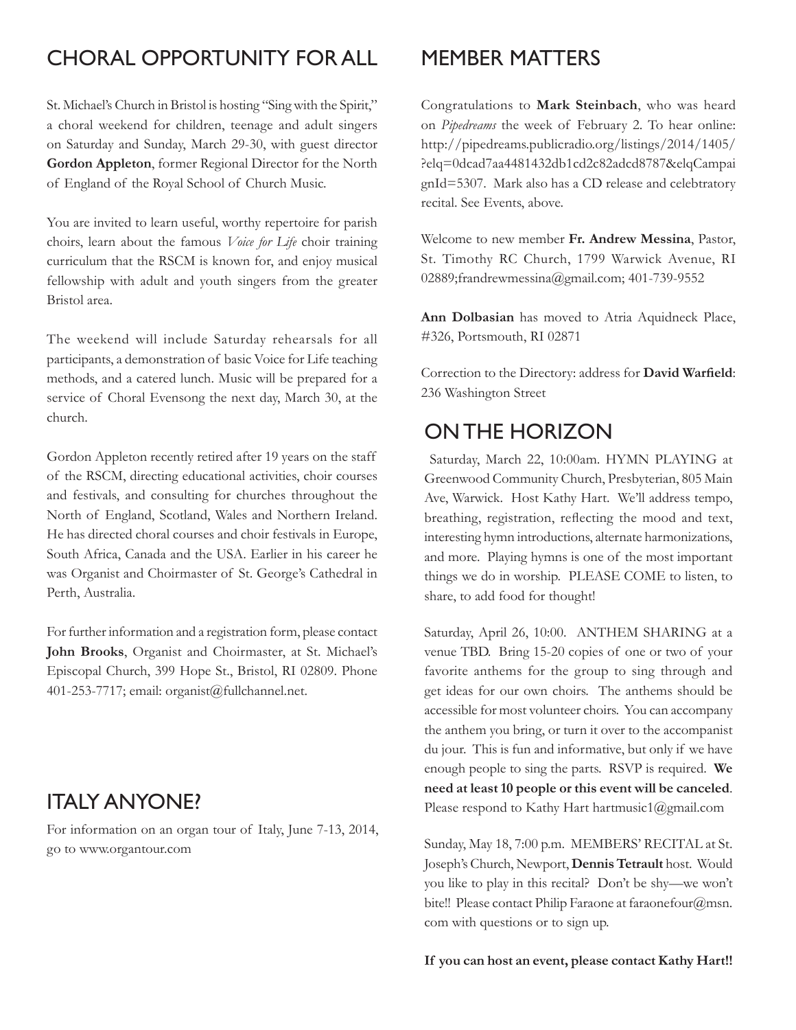## CHORAL OPPORTUNITY FOR ALL

St. Michael's Church in Bristol is hosting "Sing with the Spirit," a choral weekend for children, teenage and adult singers on Saturday and Sunday, March 29-30, with guest director **Gordon Appleton**, former Regional Director for the North of England of the Royal School of Church Music.

You are invited to learn useful, worthy repertoire for parish choirs, learn about the famous *Voice for Life* choir training curriculum that the RSCM is known for, and enjoy musical fellowship with adult and youth singers from the greater Bristol area.

The weekend will include Saturday rehearsals for all participants, a demonstration of basic Voice for Life teaching methods, and a catered lunch. Music will be prepared for a service of Choral Evensong the next day, March 30, at the church.

Gordon Appleton recently retired after 19 years on the staff of the RSCM, directing educational activities, choir courses and festivals, and consulting for churches throughout the North of England, Scotland, Wales and Northern Ireland. He has directed choral courses and choir festivals in Europe, South Africa, Canada and the USA. Earlier in his career he was Organist and Choirmaster of St. George's Cathedral in Perth, Australia.

For further information and a registration form, please contact **John Brooks**, Organist and Choirmaster, at St. Michael's Episcopal Church, 399 Hope St., Bristol, RI 02809. Phone 401-253-7717; email: organist@fullchannel.net.

## ITALY ANYONE?

For information on an organ tour of Italy, June 7-13, 2014, go to www.organtour.com

## MEMBER MATTERS

Congratulations to **Mark Steinbach**, who was heard on *Pipedreams* the week of February 2. To hear online: http://pipedreams.publicradio.org/listings/2014/1405/?elq=0dcad7aa4481432db1cd2c82adcd8787&elqCampaignId=5307. Mark also has a CD release and celebtratory recital. See Events, above.

Welcome to new member **Fr. Andrew Messina**, Pastor, St. Timothy RC Church, 1799 Warwick Avenue, RI 02889;frandrewmessina@gmail.com; 401-739-9552

**Ann Dolbasian** has moved to Atria Aquidneck Place, #326, Portsmouth, RI 02871

Correction to the Directory: address for **David Warfield**: 236 Washington Street

## ON THE HORIZON

Saturday, March 22, 10:00am. HYMN PLAYING at Greenwood Community Church, Presbyterian, 805 Main Ave, Warwick. Host Kathy Hart. We'll address tempo, breathing, registration, reflecting the mood and text, interesting hymn introductions, alternate harmonizations, and more. Playing hymns is one of the most important things we do in worship. PLEASE COME to listen, to share, to add food for thought!

Saturday, April 26, 10:00. ANTHEM SHARING at a venue TBD. Bring 15-20 copies of one or two of your favorite anthems for the group to sing through and get ideas for our own choirs. The anthems should be accessible for most volunteer choirs. You can accompany the anthem you bring, or turn it over to the accompanist du jour. This is fun and informative, but only if we have enough people to sing the parts. RSVP is required. **We need at least 10 people or this event will be canceled**. Please respond to Kathy Hart hartmusic1@gmail.com

Sunday, May 18, 7:00 p.m. MEMBERS' RECITAL at St. Joseph's Church, Newport, **Dennis Tetrault** host. Would you like to play in this recital? Don't be shy—we won't bite!! Please contact Philip Faraone at faraonefour@msn.com with questions or to sign up.

**If you can host an event, please contact Kathy Hart!!**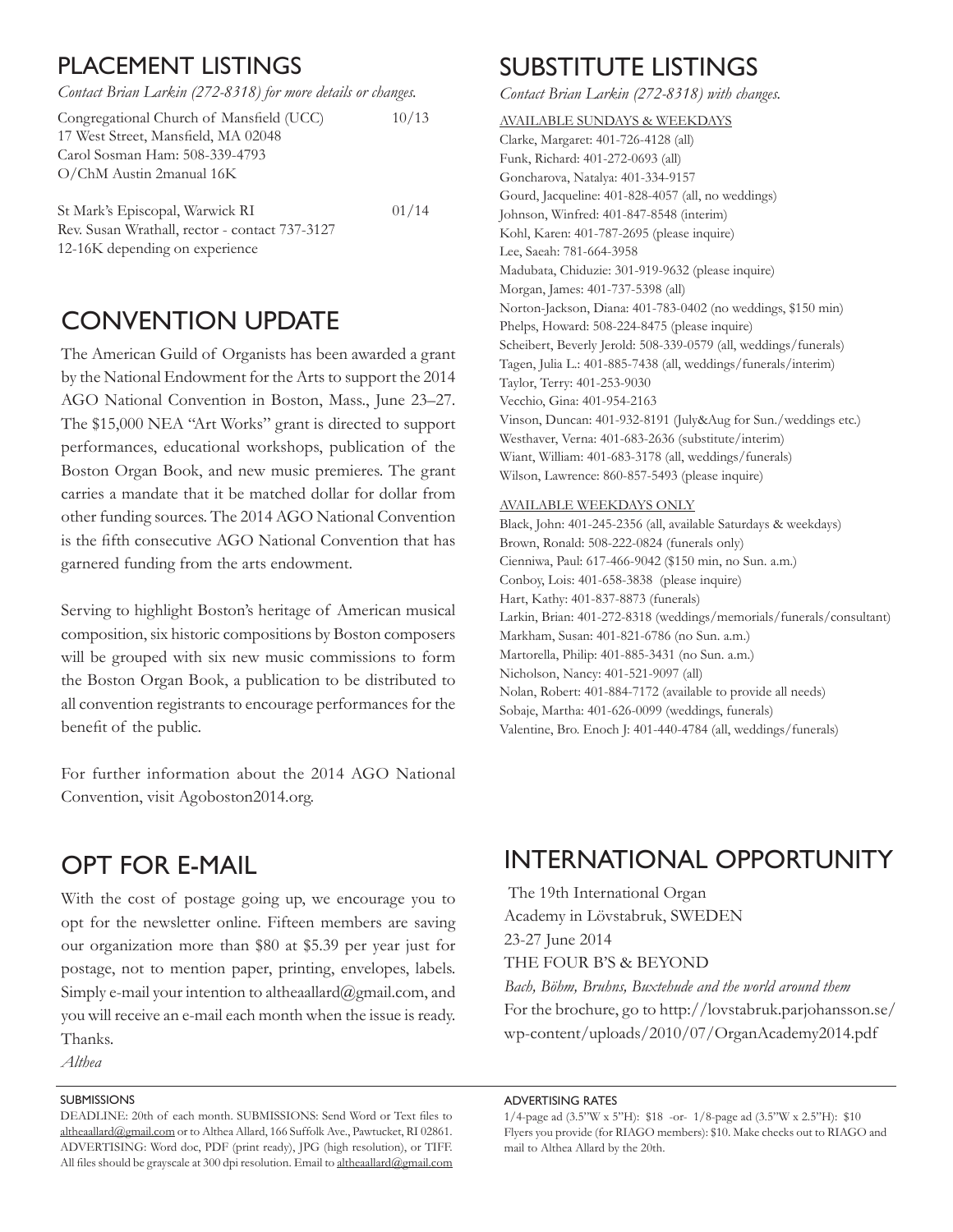## PLACEMENT LISTINGS

*Contact Brian Larkin (272-8318) for more details or changes.*

Congregational Church of Mansfield (UCC) 10/13
17 West Street, Mansfield, MA 02048
Carol Sosman Ham: 508-339-4793
O/ChM Austin 2manual 16K

St Mark's Episcopal, Warwick RI 01/14
Rev. Susan Wrathall, rector - contact 737-3127
12-16K depending on experience

## CONVENTION UPDATE

The American Guild of Organists has been awarded a grant by the National Endowment for the Arts to support the 2014 AGO National Convention in Boston, Mass., June 23–27. The $15,000 NEA "Art Works" grant is directed to support performances, educational workshops, publication of the Boston Organ Book, and new music premieres. The grant carries a mandate that it be matched dollar for dollar from other funding sources. The 2014 AGO National Convention is the fifth consecutive AGO National Convention that has garnered funding from the arts endowment.

Serving to highlight Boston's heritage of American musical composition, six historic compositions by Boston composers will be grouped with six new music commissions to form the Boston Organ Book, a publication to be distributed to all convention registrants to encourage performances for the benefit of the public.

For further information about the 2014 AGO National Convention, visit Agoboston2014.org.

## OPT FOR E-MAIL

With the cost of postage going up, we encourage you to opt for the newsletter online. Fifteen members are saving our organization more than $80 at $5.39 per year just for postage, not to mention paper, printing, envelopes, labels. Simply e-mail your intention to altheaallard@gmail.com, and you will receive an e-mail each month when the issue is ready. Thanks.

*Althea*

## SUBSTITUTE LISTINGS

*Contact Brian Larkin (272-8318) with changes.*

AVAILABLE SUNDAYS & WEEKDAYS

Clarke, Margaret: 401-726-4128 (all)
Funk, Richard: 401-272-0693 (all)
Goncharova, Natalya: 401-334-9157
Gourd, Jacqueline: 401-828-4057 (all, no weddings)
Johnson, Winfred: 401-847-8548 (interim)
Kohl, Karen: 401-787-2695 (please inquire)
Lee, Saeah: 781-664-3958
Madubata, Chiduzie: 301-919-9632 (please inquire)
Morgan, James: 401-737-5398 (all)
Norton-Jackson, Diana: 401-783-0402 (no weddings, $150 min)
Phelps, Howard: 508-224-8475 (please inquire)
Scheibert, Beverly Jerold: 508-339-0579 (all, weddings/funerals)
Tagen, Julia L.: 401-885-7438 (all, weddings/funerals/interim)
Taylor, Terry: 401-253-9030
Vecchio, Gina: 401-954-2163
Vinson, Duncan: 401-932-8191 (July&Aug for Sun./weddings etc.)
Westhaver, Verna: 401-683-2636 (substitute/interim)
Wiant, William: 401-683-3178 (all, weddings/funerals)
Wilson, Lawrence: 860-857-5493 (please inquire)

AVAILABLE WEEKDAYS ONLY

Black, John: 401-245-2356 (all, available Saturdays & weekdays)
Brown, Ronald: 508-222-0824 (funerals only)
Cienniwa, Paul: 617-466-9042 ($150 min, no Sun. a.m.)
Conboy, Lois: 401-658-3838 (please inquire)
Hart, Kathy: 401-837-8873 (funerals)
Larkin, Brian: 401-272-8318 (weddings/memorials/funerals/consultant)
Markham, Susan: 401-821-6786 (no Sun. a.m.)
Martorella, Philip: 401-885-3431 (no Sun. a.m.)
Nicholson, Nancy: 401-521-9097 (all)
Nolan, Robert: 401-884-7172 (available to provide all needs)
Sobaje, Martha: 401-626-0099 (weddings, funerals)
Valentine, Bro. Enoch J: 401-440-4784 (all, weddings/funerals)

## INTERNATIONAL OPPORTUNITY

The 19th International Organ Academy in Lövstabruk, SWEDEN
23-27 June 2014
THE FOUR B'S & BEYOND
*Bach, Böhm, Bruhns, Buxtehude and the world around them*
For the brochure, go to http://lovstabruk.parjohansson.se/wp-content/uploads/2010/07/OrganAcademy2014.pdf

### SUBMISSIONS

DEADLINE: 20th of each month. SUBMISSIONS: Send Word or Text files to altheaallard@gmail.com or to Althea Allard, 166 Suffolk Ave., Pawtucket, RI 02861. ADVERTISING: Word doc, PDF (print ready), JPG (high resolution), or TIFF. All files should be grayscale at 300 dpi resolution. Email to altheaallard@gmail.com

### ADVERTISING RATES

1/4-page ad (3.5"W x 5"H): $18 -or- 1/8-page ad (3.5"W x 2.5"H): $10
Flyers you provide (for RIAGO members): $10. Make checks out to RIAGO and mail to Althea Allard by the 20th.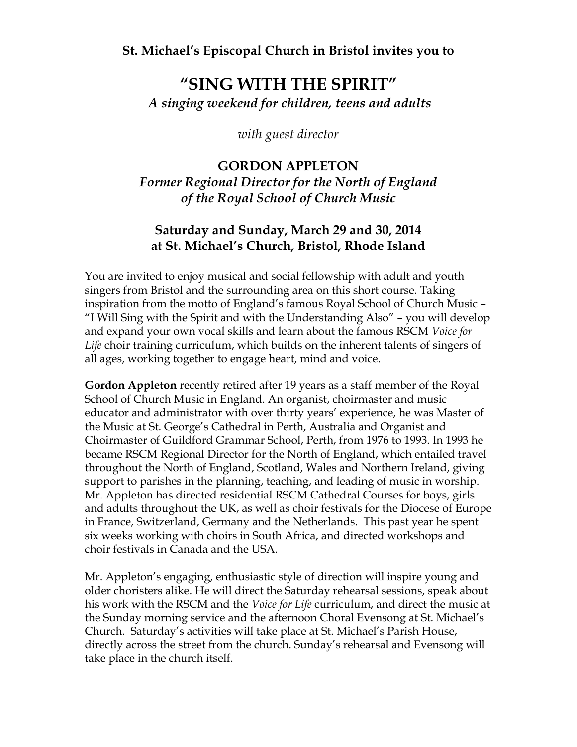**St. Michael's Episcopal Church in Bristol invites you to**

# "SING WITH THE SPIRIT"

*A singing weekend for children, teens and adults*

*with guest director*

## GORDON APPLETON

*Former Regional Director for the North of England of the Royal School of Church Music*

### Saturday and Sunday, March 29 and 30, 2014 at St. Michael's Church, Bristol, Rhode Island

You are invited to enjoy musical and social fellowship with adult and youth singers from Bristol and the surrounding area on this short course. Taking inspiration from the motto of England's famous Royal School of Church Music – "I Will Sing with the Spirit and with the Understanding Also" – you will develop and expand your own vocal skills and learn about the famous RSCM *Voice for Life* choir training curriculum, which builds on the inherent talents of singers of all ages, working together to engage heart, mind and voice.

**Gordon Appleton** recently retired after 19 years as a staff member of the Royal School of Church Music in England. An organist, choirmaster and music educator and administrator with over thirty years' experience, he was Master of the Music at St. George's Cathedral in Perth, Australia and Organist and Choirmaster of Guildford Grammar School, Perth, from 1976 to 1993. In 1993 he became RSCM Regional Director for the North of England, which entailed travel throughout the North of England, Scotland, Wales and Northern Ireland, giving support to parishes in the planning, teaching, and leading of music in worship. Mr. Appleton has directed residential RSCM Cathedral Courses for boys, girls and adults throughout the UK, as well as choir festivals for the Diocese of Europe in France, Switzerland, Germany and the Netherlands. This past year he spent six weeks working with choirs in South Africa, and directed workshops and choir festivals in Canada and the USA.

Mr. Appleton's engaging, enthusiastic style of direction will inspire young and older choristers alike. He will direct the Saturday rehearsal sessions, speak about his work with the RSCM and the *Voice for Life* curriculum, and direct the music at the Sunday morning service and the afternoon Choral Evensong at St. Michael's Church. Saturday's activities will take place at St. Michael's Parish House, directly across the street from the church. Sunday's rehearsal and Evensong will take place in the church itself.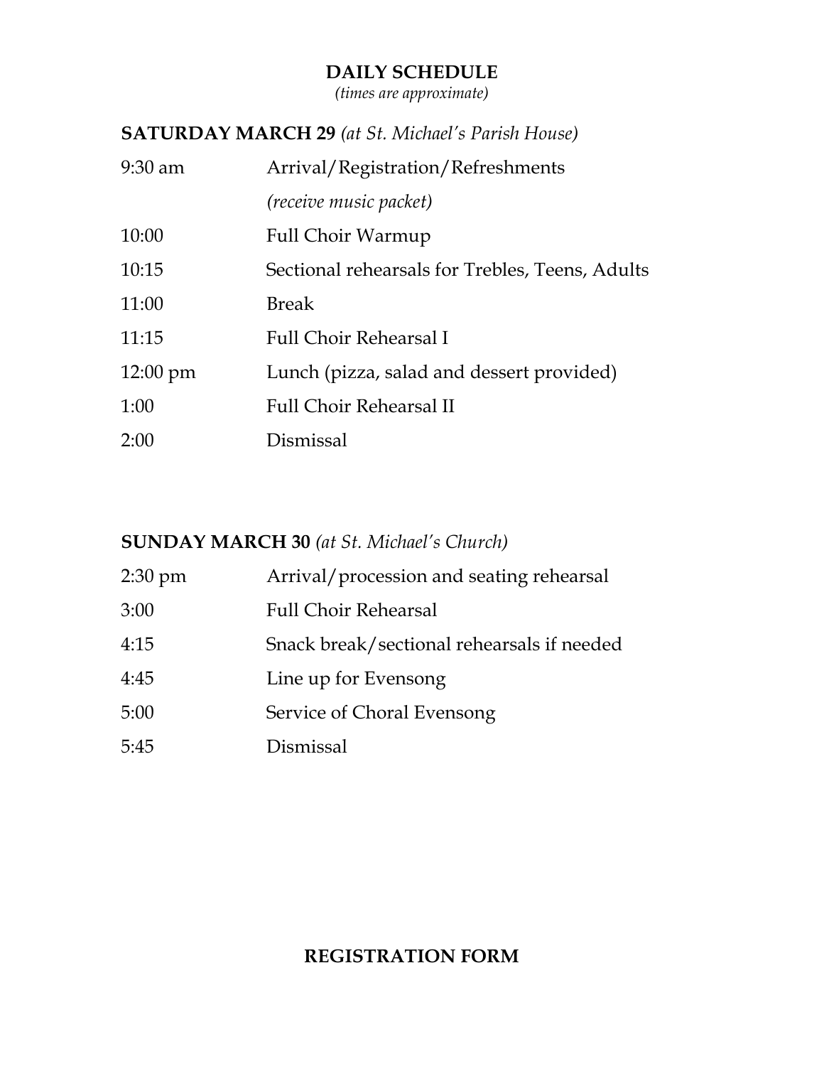## DAILY SCHEDULE

*(times are approximate)*

### SATURDAY MARCH 29 *(at St. Michael's Parish House)*

| | |
|---|---|
| 9:30 am | Arrival/Registration/Refreshments *(receive music packet)* |
| 10:00 | Full Choir Warmup |
| 10:15 | Sectional rehearsals for Trebles, Teens, Adults |
| 11:00 | Break |
| 11:15 | Full Choir Rehearsal I |
| 12:00 pm | Lunch (pizza, salad and dessert provided) |
| 1:00 | Full Choir Rehearsal II |
| 2:00 | Dismissal |

### SUNDAY MARCH 30 *(at St. Michael's Church)*

| | |
|---|---|
| 2:30 pm | Arrival/procession and seating rehearsal |
| 3:00 | Full Choir Rehearsal |
| 4:15 | Snack break/sectional rehearsals if needed |
| 4:45 | Line up for Evensong |
| 5:00 | Service of Choral Evensong |
| 5:45 | Dismissal |

## REGISTRATION FORM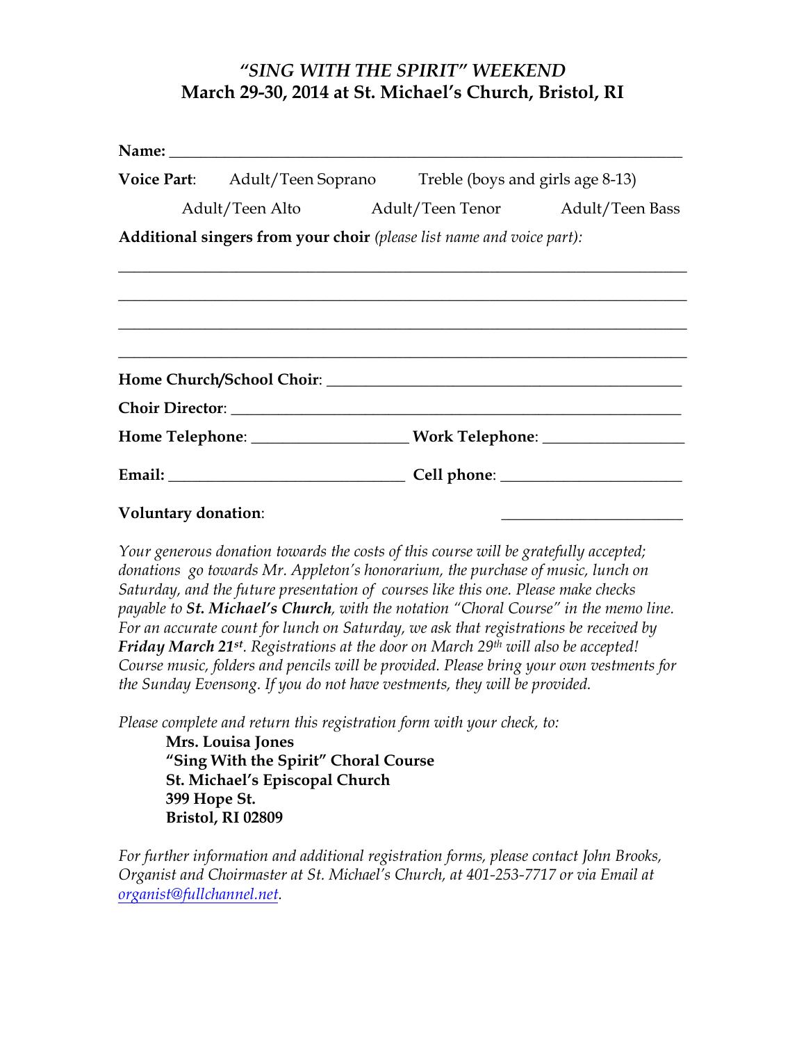## *"SING WITH THE SPIRIT" WEEKEND*
## March 29-30, 2014 at St. Michael's Church, Bristol, RI

**Name:** ____________________________________________________________

**Voice Part**: Adult/Teen Soprano Treble (boys and girls age 8-13)

Adult/Teen Alto Adult/Teen Tenor Adult/Teen Bass

**Additional singers from your choir** *(please list name and voice part):*

______________________________________________________________________

______________________________________________________________________

______________________________________________________________________

______________________________________________________________________

**Home Church/School Choir**: ________________________________________

**Choir Director**: ________________________________________________

**Home Telephone**: __________________ **Work Telephone**: ________________

**Email:** ___________________________ **Cell phone**: _____________________

**Voluntary donation**: _____________________

*Your generous donation towards the costs of this course will be gratefully accepted; donations go towards Mr. Appleton's honorarium, the purchase of music, lunch on Saturday, and the future presentation of courses like this one. Please make checks payable to* ***St. Michael's Church****, with the notation "Choral Course" in the memo line. For an accurate count for lunch on Saturday, we ask that registrations be received by* ***Friday March 21st****. Registrations at the door on March 29th will also be accepted! Course music, folders and pencils will be provided. Please bring your own vestments for the Sunday Evensong. If you do not have vestments, they will be provided.*

*Please complete and return this registration form with your check, to:*

**Mrs. Louisa Jones**
**"Sing With the Spirit" Choral Course**
**St. Michael's Episcopal Church**
**399 Hope St.**
**Bristol, RI 02809**

*For further information and additional registration forms, please contact John Brooks, Organist and Choirmaster at St. Michael's Church, at 401-253-7717 or via Email at organist@fullchannel.net.*